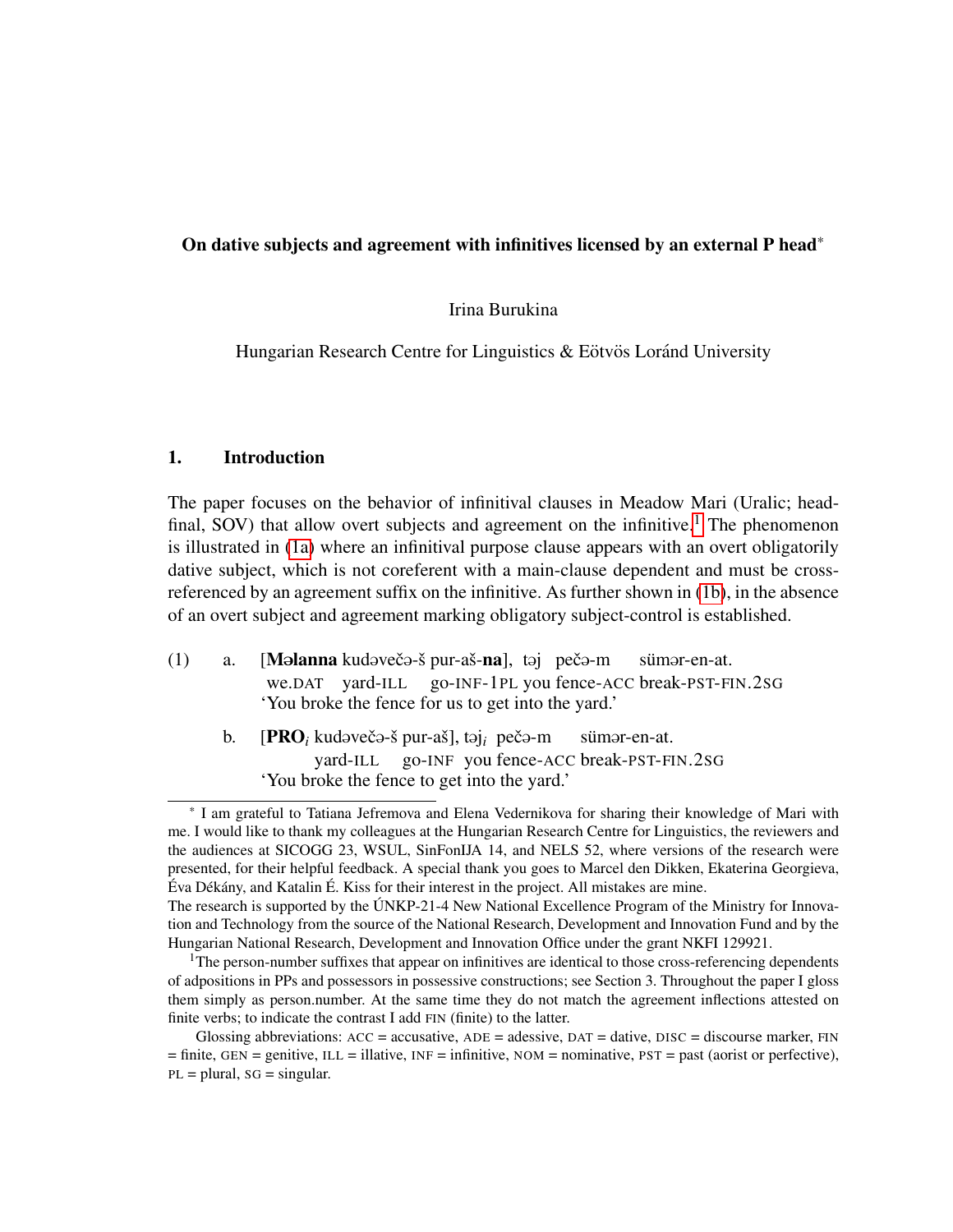**On dative subjects and agreement with infinitives licensed by an external P head***

Irina Burukina

Hungarian Research Centre for Linguistics & Eötvös Loránd University

## 1. Introduction

The paper focuses on the behavior of infinitival clauses in Meadow Mari (Uralic; head-final, SOV) that allow overt subjects and agreement on the infinitive.[1] The phenomenon is illustrated in (1a) where an infinitival purpose clause appears with an overt obligatorily dative subject, which is not coreferent with a main-clause dependent and must be cross-referenced by an agreement suffix on the infinitive. As further shown in (1b), in the absence of an overt subject and agreement marking obligatory subject-control is established.

(1) a. [**Məlanna** kudəvečə-š pur-aš-**na**], təj pečə-m sümər-en-at.
we.DAT yard-ILL go-INF-1PL you fence-ACC break-PST-FIN.2SG
'You broke the fence for us to get into the yard.'

b. [**PRO**$_i$ kudəvečə-š pur-aš], təj$_i$ pečə-m sümər-en-at.
yard-ILL go-INF you fence-ACC break-PST-FIN.2SG
'You broke the fence to get into the yard.'

---

* I am grateful to Tatiana Jefremova and Elena Vedernikova for sharing their knowledge of Mari with me. I would like to thank my colleagues at the Hungarian Research Centre for Linguistics, the reviewers and the audiences at SICOGG 23, WSUL, SinFonIJA 14, and NELS 52, where versions of the research were presented, for their helpful feedback. A special thank you goes to Marcel den Dikken, Ekaterina Georgieva, Éva Dékány, and Katalin É. Kiss for their interest in the project. All mistakes are mine.
The research is supported by the ÚNKP-21-4 New National Excellence Program of the Ministry for Innovation and Technology from the source of the National Research, Development and Innovation Fund and by the Hungarian National Research, Development and Innovation Office under the grant NKFI 129921.

[1] The person-number suffixes that appear on infinitives are identical to those cross-referencing dependents of adpositions in PPs and possessors in possessive constructions; see Section 3. Throughout the paper I gloss them simply as person.number. At the same time they do not match the agreement inflections attested on finite verbs; to indicate the contrast I add FIN (finite) to the latter.

Glossing abbreviations: ACC = accusative, ADE = adessive, DAT = dative, DISC = discourse marker, FIN = finite, GEN = genitive, ILL = illative, INF = infinitive, NOM = nominative, PST = past (aorist or perfective), PL = plural, SG = singular.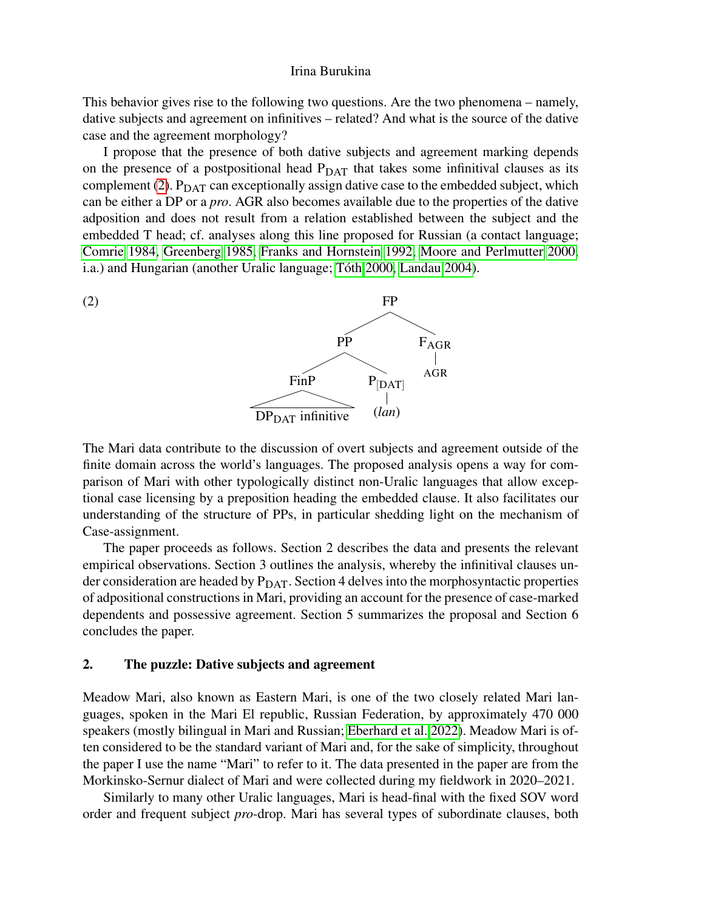This behavior gives rise to the following two questions. Are the two phenomena – namely, dative subjects and agreement on infinitives – related? And what is the source of the dative case and the agreement morphology?

I propose that the presence of both dative subjects and agreement marking depends on the presence of a postpositional head $P_{DAT}$ that takes some infinitival clauses as its complement (2). $P_{DAT}$ can exceptionally assign dative case to the embedded subject, which can be either a DP or a *pro*. AGR also becomes available due to the properties of the dative adposition and does not result from a relation established between the subject and the embedded T head; cf. analyses along this line proposed for Russian (a contact language; Comrie 1984, Greenberg 1985, Franks and Hornstein 1992, Moore and Perlmutter 2000, i.a.) and Hungarian (another Uralic language; Tóth 2000, Landau 2004).

(2)

```
                 FP
               /    \
             PP      F_AGR
            /  \       |
        FinP    P_[DAT] AGR
        /\        |
DP_DAT infinitive (lan)
```

The Mari data contribute to the discussion of overt subjects and agreement outside of the finite domain across the world's languages. The proposed analysis opens a way for comparison of Mari with other typologically distinct non-Uralic languages that allow exceptional case licensing by a preposition heading the embedded clause. It also facilitates our understanding of the structure of PPs, in particular shedding light on the mechanism of Case-assignment.

The paper proceeds as follows. Section 2 describes the data and presents the relevant empirical observations. Section 3 outlines the analysis, whereby the infinitival clauses under consideration are headed by $P_{DAT}$. Section 4 delves into the morphosyntactic properties of adpositional constructions in Mari, providing an account for the presence of case-marked dependents and possessive agreement. Section 5 summarizes the proposal and Section 6 concludes the paper.

## 2. The puzzle: Dative subjects and agreement

Meadow Mari, also known as Eastern Mari, is one of the two closely related Mari languages, spoken in the Mari El republic, Russian Federation, by approximately 470 000 speakers (mostly bilingual in Mari and Russian; Eberhard et al. 2022). Meadow Mari is often considered to be the standard variant of Mari and, for the sake of simplicity, throughout the paper I use the name "Mari" to refer to it. The data presented in the paper are from the Morkinsko-Sernur dialect of Mari and were collected during my fieldwork in 2020–2021.

Similarly to many other Uralic languages, Mari is head-final with the fixed SOV word order and frequent subject *pro*-drop. Mari has several types of subordinate clauses, both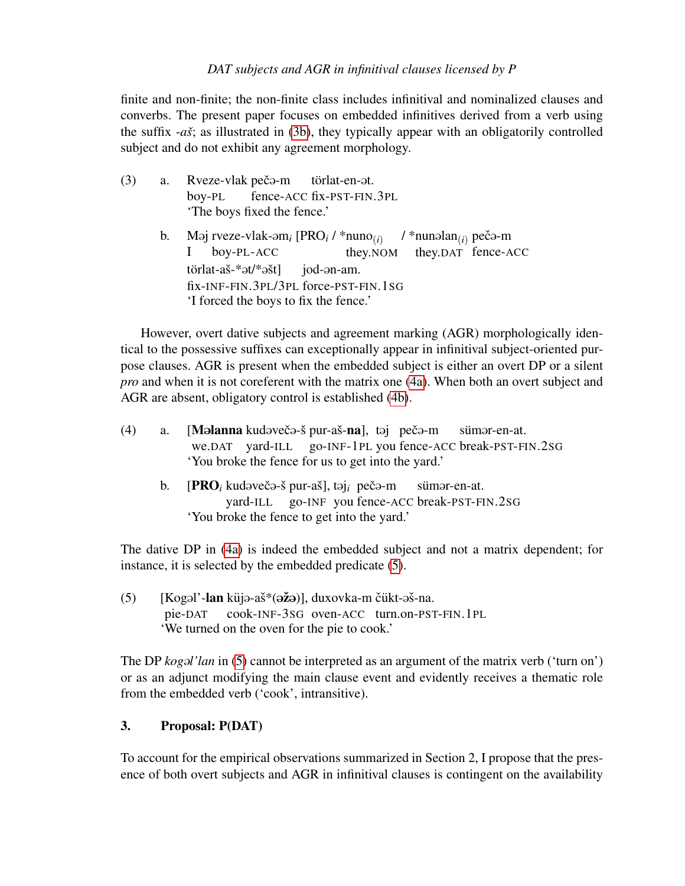finite and non-finite; the non-finite class includes infinitival and nominalized clauses and converbs. The present paper focuses on embedded infinitives derived from a verb using the suffix *-aš*; as illustrated in (3b), they typically appear with an obligatorily controlled subject and do not exhibit any agreement morphology.

(3) a. Rveze-vlak pečə-m törlat-en-ət.
 boy-PL fence-ACC fix-PST-FIN.3PL
 'The boys fixed the fence.'

 b. Məj rveze-vlak-əm$_i$ [PRO$_i$ / *nuno$_{(i)}$ / *nunəlan$_{(i)}$ pečə-m
 I boy-PL-ACC they.NOM they.DAT fence-ACC
 törlat-aš-*ət/*əšt] jod-ən-am.
 fix-INF-FIN.3PL/3PL force-PST-FIN.1SG
 'I forced the boys to fix the fence.'

However, overt dative subjects and agreement marking (AGR) morphologically identical to the possessive suffixes can exceptionally appear in infinitival subject-oriented purpose clauses. AGR is present when the embedded subject is either an overt DP or a silent *pro* and when it is not coreferent with the matrix one (4a). When both an overt subject and AGR are absent, obligatory control is established (4b).

(4) a. [**Məlanna** kudəvečə-š pur-aš-**na**], təj pečə-m sümər-en-at.
 we.DAT yard-ILL go-INF-1PL you fence-ACC break-PST-FIN.2SG
 'You broke the fence for us to get into the yard.'

 b. [**PRO**$_i$ kudəvečə-š pur-aš], təj$_i$ pečə-m sümər-en-at.
 yard-ILL go-INF you fence-ACC break-PST-FIN.2SG
 'You broke the fence to get into the yard.'

The dative DP in (4a) is indeed the embedded subject and not a matrix dependent; for instance, it is selected by the embedded predicate (5).

(5) [Kogəl'-**lan** küjə-aš*(**əžə**)], duxovka-m čükt-əš-na.
 pie-DAT cook-INF-3SG oven-ACC turn.on-PST-FIN.1PL
 'We turned on the oven for the pie to cook.'

The DP *kogəl'lan* in (5) cannot be interpreted as an argument of the matrix verb ('turn on') or as an adjunct modifying the main clause event and evidently receives a thematic role from the embedded verb ('cook', intransitive).

## 3. Proposal: P(DAT)

To account for the empirical observations summarized in Section 2, I propose that the presence of both overt subjects and AGR in infinitival clauses is contingent on the availability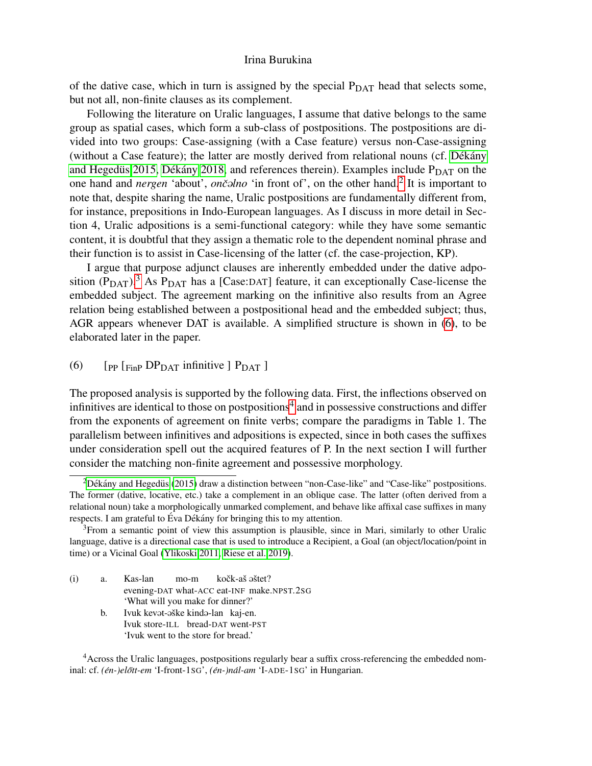of the dative case, which in turn is assigned by the special $P_{DAT}$ head that selects some, but not all, non-finite clauses as its complement.

Following the literature on Uralic languages, I assume that dative belongs to the same group as spatial cases, which form a sub-class of postpositions. The postpositions are divided into two groups: Case-assigning (with a Case feature) versus non-Case-assigning (without a Case feature); the latter are mostly derived from relational nouns (cf. Dékány and Hegedüs 2015, Dékány 2018, and references therein). Examples include $P_{DAT}$ on the one hand and *nergen* 'about', *ončəlno* 'in front of', on the other hand.[2] It is important to note that, despite sharing the name, Uralic postpositions are fundamentally different from, for instance, prepositions in Indo-European languages. As I discuss in more detail in Section 4, Uralic adpositions is a semi-functional category: while they have some semantic content, it is doubtful that they assign a thematic role to the dependent nominal phrase and their function is to assist in Case-licensing of the latter (cf. the case-projection, KP).

I argue that purpose adjunct clauses are inherently embedded under the dative adposition ($P_{DAT}$).[3] As $P_{DAT}$ has a [Case:DAT] feature, it can exceptionally Case-license the embedded subject. The agreement marking on the infinitive also results from an Agree relation being established between a postpositional head and the embedded subject; thus, AGR appears whenever DAT is available. A simplified structure is shown in (6), to be elaborated later in the paper.

(6) $[_{PP}$ $[_{FinP}$ $DP_{DAT}$ infinitive ] $P_{DAT}$ ]

The proposed analysis is supported by the following data. First, the inflections observed on infinitives are identical to those on postpositions[4] and in possessive constructions and differ from the exponents of agreement on finite verbs; compare the paradigms in Table 1. The parallelism between infinitives and adpositions is expected, since in both cases the suffixes under consideration spell out the acquired features of P. In the next section I will further consider the matching non-finite agreement and possessive morphology.

---

[2] Dékány and Hegedüs (2015) draw a distinction between "non-Case-like" and "Case-like" postpositions. The former (dative, locative, etc.) take a complement in an oblique case. The latter (often derived from a relational noun) take a morphologically unmarked complement, and behave like affixal case suffixes in many respects. I am grateful to Éva Dékány for bringing this to my attention.

[3] From a semantic point of view this assumption is plausible, since in Mari, similarly to other Uralic language, dative is a directional case that is used to introduce a Recipient, a Goal (an object/location/point in time) or a Vicinal Goal (Ylikoski 2011, Riese et al. 2019).

(i) a. Kas-lan mo-m kočk-aš əštet?
evening-DAT what-ACC eat-INF make.NPST.2SG
'What will you make for dinner?'

b. Ivuk kevət-əške kində-lan kaj-en.
Ivuk store-ILL bread-DAT went-PST
'Ivuk went to the store for bread.'

[4] Across the Uralic languages, postpositions regularly bear a suffix cross-referencing the embedded nominal: cf. *(én-)előtt-em* 'I-front-1SG', *(én-)nál-am* 'I-ADE-1SG' in Hungarian.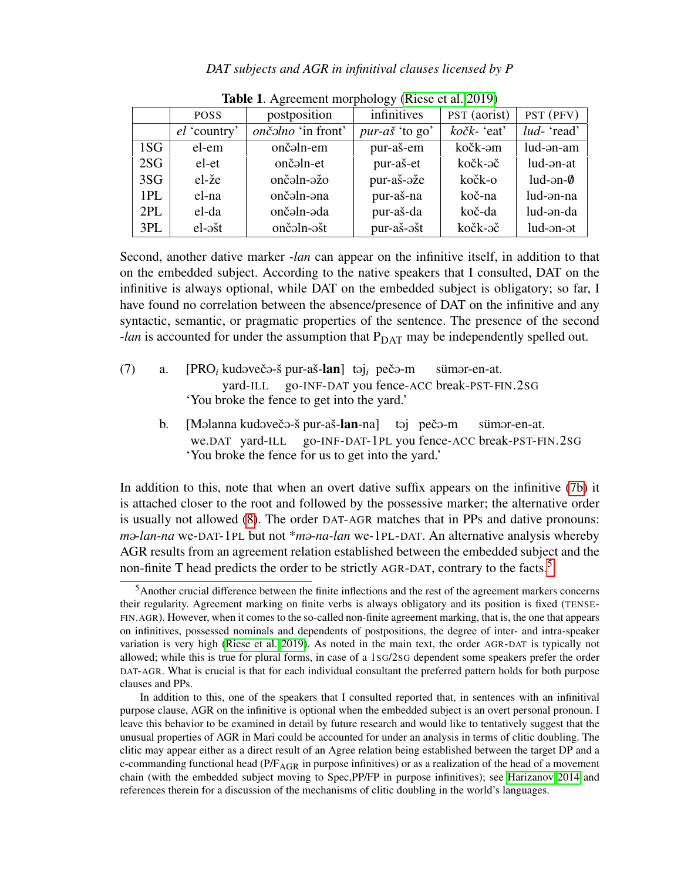**Table 1.** Agreement morphology (Riese et al. 2019)

| | POSS | postposition | infinitives | PST (aorist) | PST (PFV) |
|---|---|---|---|---|---|
| | *el* 'country' | *ončəlno* 'in front' | *pur-aš* 'to go' | *kočk-* 'eat' | *lud-* 'read' |
| 1SG | el-em | ončəln-em | pur-aš-em | kočk-əm | lud-ən-am |
| 2SG | el-et | ončəln-et | pur-aš-et | kočk-əč | lud-ən-at |
| 3SG | el-že | ončəln-əžo | pur-aš-əže | kočk-o | lud-ən-∅ |
| 1PL | el-na | ončəln-əna | pur-aš-na | koč-na | lud-ən-na |
| 2PL | el-da | ončəln-əda | pur-aš-da | koč-da | lud-ən-da |
| 3PL | el-əšt | ončəln-əšt | pur-aš-əšt | kočk-əč | lud-ən-ət |

Second, another dative marker *-lan* can appear on the infinitive itself, in addition to that on the embedded subject. According to the native speakers that I consulted, DAT on the infinitive is always optional, while DAT on the embedded subject is obligatory; so far, I have found no correlation between the absence/presence of DAT on the infinitive and any syntactic, semantic, or pragmatic properties of the sentence. The presence of the second *-lan* is accounted for under the assumption that $P_{DAT}$ may be independently spelled out.

(7) a. [PRO$_i$ kudəvečə-š pur-aš-**lan**] təj$_i$ pečə-m sümər-en-at.
  yard-ILL go-INF-DAT you fence-ACC break-PST-FIN.2SG
  'You broke the fence to get into the yard.'

 b. [Məlanna kudəvečə-š pur-aš-**lan**-na] təj pečə-m sümər-en-at.
  we.DAT yard-ILL go-INF-DAT-1PL you fence-ACC break-PST-FIN.2SG
  'You broke the fence for us to get into the yard.'

In addition to this, note that when an overt dative suffix appears on the infinitive (7b) it is attached closer to the root and followed by the possessive marker; the alternative order is usually not allowed (8). The order DAT-AGR matches that in PPs and dative pronouns: *mə-lan-na* we-DAT-1PL but not **mə-na-lan* we-1PL-DAT. An alternative analysis whereby AGR results from an agreement relation established between the embedded subject and the non-finite T head predicts the order to be strictly AGR-DAT, contrary to the facts.[5]

---

[5] Another crucial difference between the finite inflections and the rest of the agreement markers concerns their regularity. Agreement marking on finite verbs is always obligatory and its position is fixed (TENSE-FIN.AGR). However, when it comes to the so-called non-finite agreement marking, that is, the one that appears on infinitives, possessed nominals and dependents of postpositions, the degree of inter- and intra-speaker variation is very high (Riese et al. 2019). As noted in the main text, the order AGR-DAT is typically not allowed; while this is true for plural forms, in case of a 1SG/2SG dependent some speakers prefer the order DAT-AGR. What is crucial is that for each individual consultant the preferred pattern holds for both purpose clauses and PPs.

In addition to this, one of the speakers that I consulted reported that, in sentences with an infinitival purpose clause, AGR on the infinitive is optional when the embedded subject is an overt personal pronoun. I leave this behavior to be examined in detail by future research and would like to tentatively suggest that the unusual properties of AGR in Mari could be accounted for under an analysis in terms of clitic doubling. The clitic may appear either as a direct result of an Agree relation being established between the target DP and a c-commanding functional head (P/$F_{AGR}$ in purpose infinitives) or as a realization of the head of a movement chain (with the embedded subject moving to Spec,PP/FP in purpose infinitives); see Harizanov 2014 and references therein for a discussion of the mechanisms of clitic doubling in the world's languages.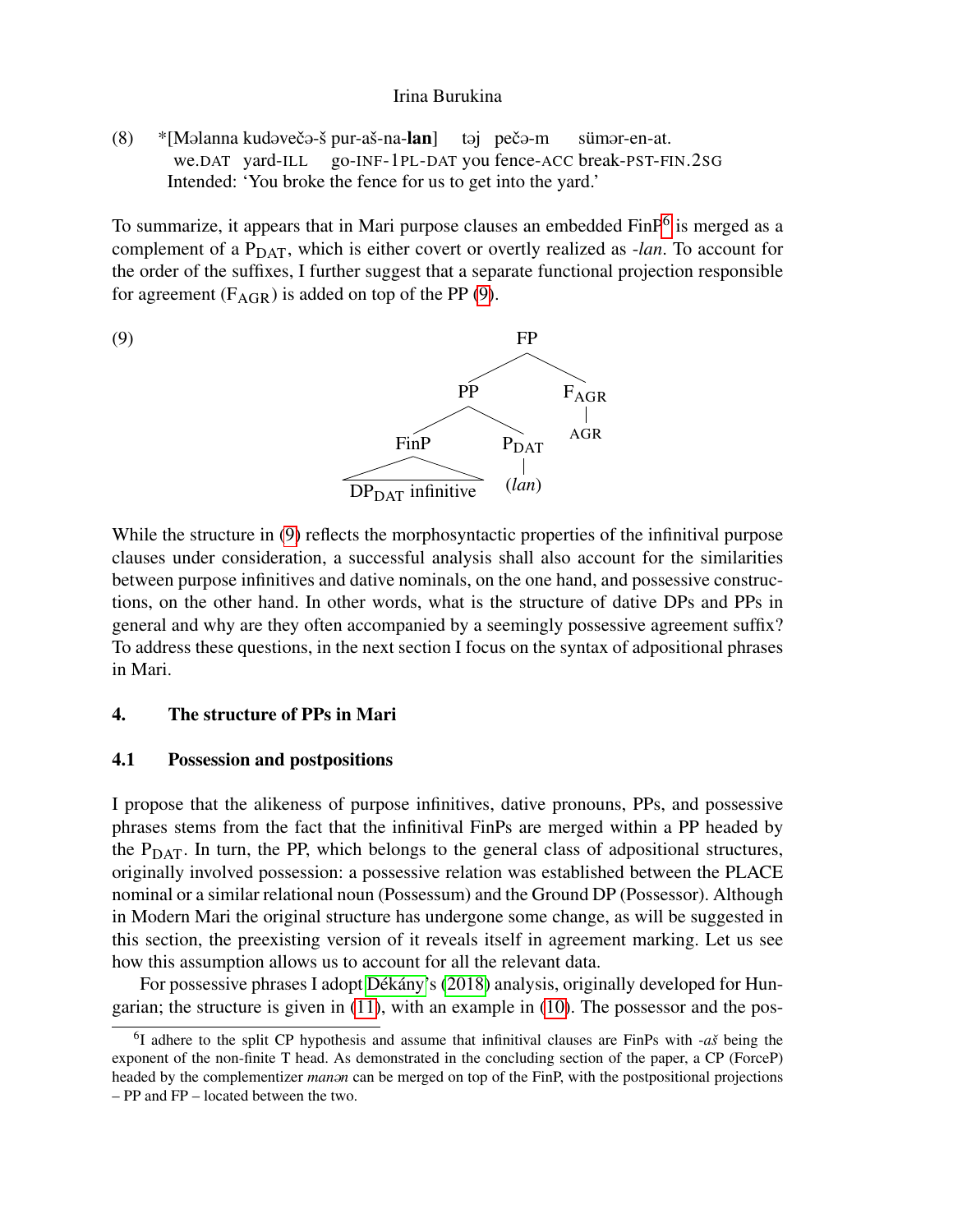(8) *[Məlanna kudəvečə-š pur-aš-na-**lan**] təj pečə-m sümər-en-at.
we.DAT yard-ILL go-INF-1PL-DAT you fence-ACC break-PST-FIN.2SG
Intended: 'You broke the fence for us to get into the yard.'

To summarize, it appears that in Mari purpose clauses an embedded FinP[6] is merged as a complement of a $P_{DAT}$, which is either covert or overtly realized as *-lan*. To account for the order of the suffixes, I further suggest that a separate functional projection responsible for agreement ($F_{AGR}$) is added on top of the PP (9).

(9)

```
                FP
              /    \
            PP      F_AGR
          /    \      |
       FinP    P_DAT  AGR
        /\       |
DP_DAT infinitive (lan)
```

While the structure in (9) reflects the morphosyntactic properties of the infinitival purpose clauses under consideration, a successful analysis shall also account for the similarities between purpose infinitives and dative nominals, on the one hand, and possessive constructions, on the other hand. In other words, what is the structure of dative DPs and PPs in general and why are they often accompanied by a seemingly possessive agreement suffix? To address these questions, in the next section I focus on the syntax of adpositional phrases in Mari.

## 4. The structure of PPs in Mari

### 4.1 Possession and postpositions

I propose that the alikeness of purpose infinitives, dative pronouns, PPs, and possessive phrases stems from the fact that the infinitival FinPs are merged within a PP headed by the $P_{DAT}$. In turn, the PP, which belongs to the general class of adpositional structures, originally involved possession: a possessive relation was established between the PLACE nominal or a similar relational noun (Possessum) and the Ground DP (Possessor). Although in Modern Mari the original structure has undergone some change, as will be suggested in this section, the preexisting version of it reveals itself in agreement marking. Let us see how this assumption allows us to account for all the relevant data.

For possessive phrases I adopt Dékány's (2018) analysis, originally developed for Hungarian; the structure is given in (11), with an example in (10). The possessor and the pos-

[6] I adhere to the split CP hypothesis and assume that infinitival clauses are FinPs with *-aš* being the exponent of the non-finite T head. As demonstrated in the concluding section of the paper, a CP (ForceP) headed by the complementizer *manən* can be merged on top of the FinP, with the postpositional projections – PP and FP – located between the two.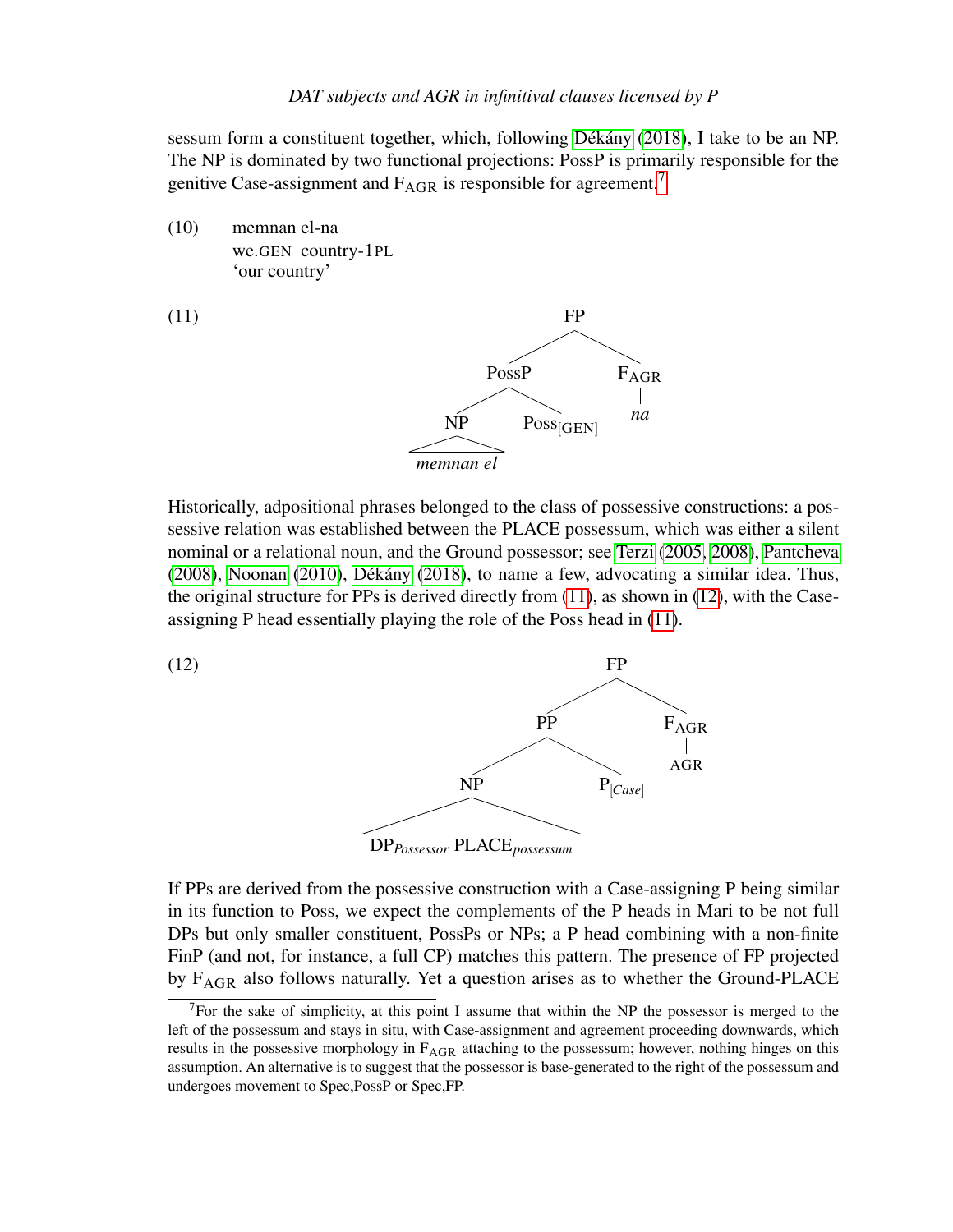sessum form a constituent together, which, following Dékány (2018), I take to be an NP. The NP is dominated by two functional projections: PossP is primarily responsible for the genitive Case-assignment and $F_{AGR}$ is responsible for agreement.[7]

(10) memnan el-na
we.GEN country-1PL
'our country'

(11)

```
                FP
              /    \
         PossP      F_AGR
        /     \       |
      NP    Poss[GEN]  na
      |
  memnan el
```

Historically, adpositional phrases belonged to the class of possessive constructions: a possessive relation was established between the PLACE possessum, which was either a silent nominal or a relational noun, and the Ground possessor; see Terzi (2005, 2008), Pantcheva (2008), Noonan (2010), Dékány (2018), to name a few, advocating a similar idea. Thus, the original structure for PPs is derived directly from (11), as shown in (12), with the Case-assigning P head essentially playing the role of the Poss head in (11).

(12)

```
                      FP
                    /    \
                  PP      F_AGR
                /    \      |
              NP    P[Case] AGR
              |
  DP_Possessor PLACE_possessum
```

If PPs are derived from the possessive construction with a Case-assigning P being similar in its function to Poss, we expect the complements of the P heads in Mari to be not full DPs but only smaller constituent, PossPs or NPs; a P head combining with a non-finite FinP (and not, for instance, a full CP) matches this pattern. The presence of FP projected by $F_{AGR}$ also follows naturally. Yet a question arises as to whether the Ground-PLACE

[7] For the sake of simplicity, at this point I assume that within the NP the possessor is merged to the left of the possessum and stays in situ, with Case-assignment and agreement proceeding downwards, which results in the possessive morphology in $F_{AGR}$ attaching to the possessum; however, nothing hinges on this assumption. An alternative is to suggest that the possessor is base-generated to the right of the possessum and undergoes movement to Spec,PossP or Spec,FP.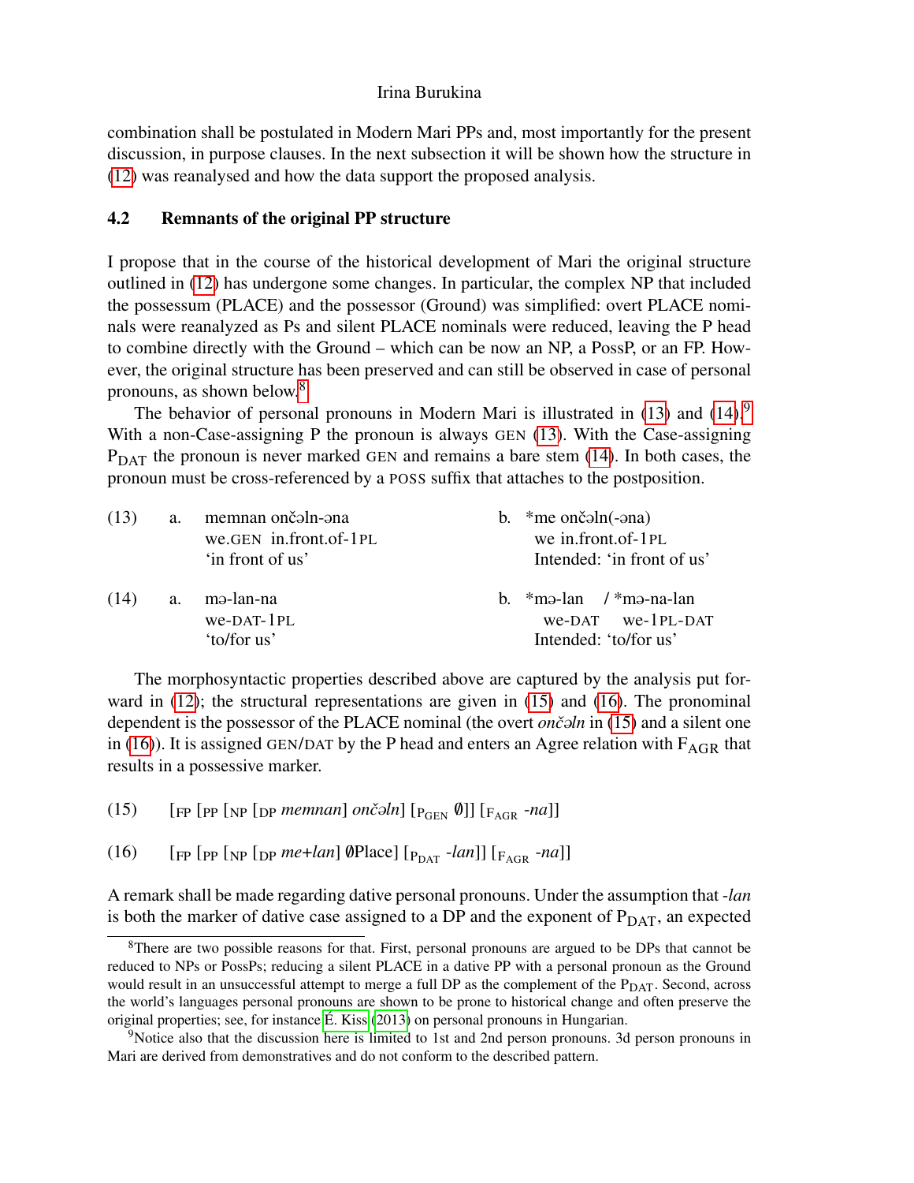combination shall be postulated in Modern Mari PPs and, most importantly for the present discussion, in purpose clauses. In the next subsection it will be shown how the structure in (12) was reanalysed and how the data support the proposed analysis.

### 4.2 Remnants of the original PP structure

I propose that in the course of the historical development of Mari the original structure outlined in (12) has undergone some changes. In particular, the complex NP that included the possessum (PLACE) and the possessor (Ground) was simplified: overt PLACE nominals were reanalyzed as Ps and silent PLACE nominals were reduced, leaving the P head to combine directly with the Ground – which can be now an NP, a PossP, or an FP. However, the original structure has been preserved and can still be observed in case of personal pronouns, as shown below.[8]

The behavior of personal pronouns in Modern Mari is illustrated in (13) and (14).[9] With a non-Case-assigning P the pronoun is always GEN (13). With the Case-assigning $P_{DAT}$ the pronoun is never marked GEN and remains a bare stem (14). In both cases, the pronoun must be cross-referenced by a POSS suffix that attaches to the postposition.

(13) a. memnan ončəln-əna
we.GEN in.front.of-1PL
'in front of us'

b. *me ončəln(-əna)
we in.front.of-1PL
Intended: 'in front of us'

(14) a. mə-lan-na
we-DAT-1PL
'to/for us'

b. *mə-lan / *mə-na-lan
we-DAT we-1PL-DAT
Intended: 'to/for us'

The morphosyntactic properties described above are captured by the analysis put forward in (12); the structural representations are given in (15) and (16). The pronominal dependent is the possessor of the PLACE nominal (the overt *ončəln* in (15) and a silent one in (16)). It is assigned GEN/DAT by the P head and enters an Agree relation with $F_{AGR}$ that results in a possessive marker.

(15) [$_{FP}$ [$_{PP}$ [$_{NP}$ [$_{DP}$ *memnan*] *ončəln*] [$_{P_{GEN}}$ ∅]] [$_{F_{AGR}}$ *-na*]]

(16) [$_{FP}$ [$_{PP}$ [$_{NP}$ [$_{DP}$ *me+lan*] ∅Place] [$_{P_{DAT}}$ *-lan*]] [$_{F_{AGR}}$ *-na*]]

A remark shall be made regarding dative personal pronouns. Under the assumption that *-lan* is both the marker of dative case assigned to a DP and the exponent of $P_{DAT}$, an expected

---

[8] There are two possible reasons for that. First, personal pronouns are argued to be DPs that cannot be reduced to NPs or PossPs; reducing a silent PLACE in a dative PP with a personal pronoun as the Ground would result in an unsuccessful attempt to merge a full DP as the complement of the $P_{DAT}$. Second, across the world's languages personal pronouns are shown to be prone to historical change and often preserve the original properties; see, for instance É. Kiss (2013) on personal pronouns in Hungarian.

[9] Notice also that the discussion here is limited to 1st and 2nd person pronouns. 3d person pronouns in Mari are derived from demonstratives and do not conform to the described pattern.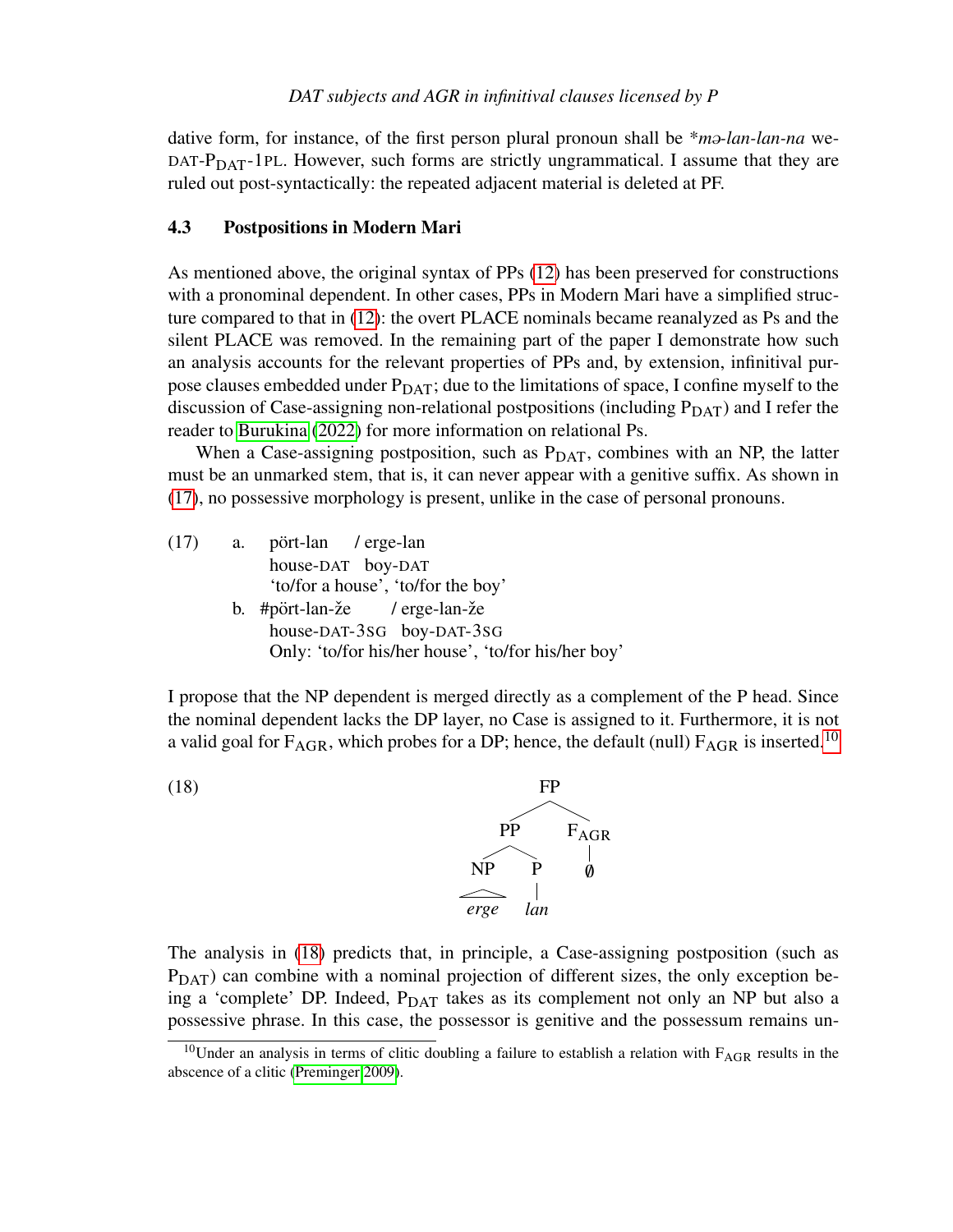dative form, for instance, of the first person plural pronoun shall be *mə-lan-lan-na we-DAT-$P_{DAT}$-1PL. However, such forms are strictly ungrammatical. I assume that they are ruled out post-syntactically: the repeated adjacent material is deleted at PF.

### 4.3 Postpositions in Modern Mari

As mentioned above, the original syntax of PPs (12) has been preserved for constructions with a pronominal dependent. In other cases, PPs in Modern Mari have a simplified structure compared to that in (12): the overt PLACE nominals became reanalyzed as Ps and the silent PLACE was removed. In the remaining part of the paper I demonstrate how such an analysis accounts for the relevant properties of PPs and, by extension, infinitival purpose clauses embedded under $P_{DAT}$; due to the limitations of space, I confine myself to the discussion of Case-assigning non-relational postpositions (including $P_{DAT}$) and I refer the reader to Burukina (2022) for more information on relational Ps.

When a Case-assigning postposition, such as $P_{DAT}$, combines with an NP, the latter must be an unmarked stem, that is, it can never appear with a genitive suffix. As shown in (17), no possessive morphology is present, unlike in the case of personal pronouns.

(17) a. pört-lan / erge-lan
   house-DAT boy-DAT
   'to/for a house', 'to/for the boy'

b. #pört-lan-že / erge-lan-že
   house-DAT-3SG boy-DAT-3SG
   Only: 'to/for his/her house', 'to/for his/her boy'

I propose that the NP dependent is merged directly as a complement of the P head. Since the nominal dependent lacks the DP layer, no Case is assigned to it. Furthermore, it is not a valid goal for $F_{AGR}$, which probes for a DP; hence, the default (null) $F_{AGR}$ is inserted.[10]

(18) [FP [PP [NP *erge*] [P *lan*]] [$F_{AGR}$ ∅]]

The analysis in (18) predicts that, in principle, a Case-assigning postposition (such as $P_{DAT}$) can combine with a nominal projection of different sizes, the only exception being a 'complete' DP. Indeed, $P_{DAT}$ takes as its complement not only an NP but also a possessive phrase. In this case, the possessor is genitive and the possessum remains un-

[10] Under an analysis in terms of clitic doubling a failure to establish a relation with $F_{AGR}$ results in the abscence of a clitic (Preminger 2009).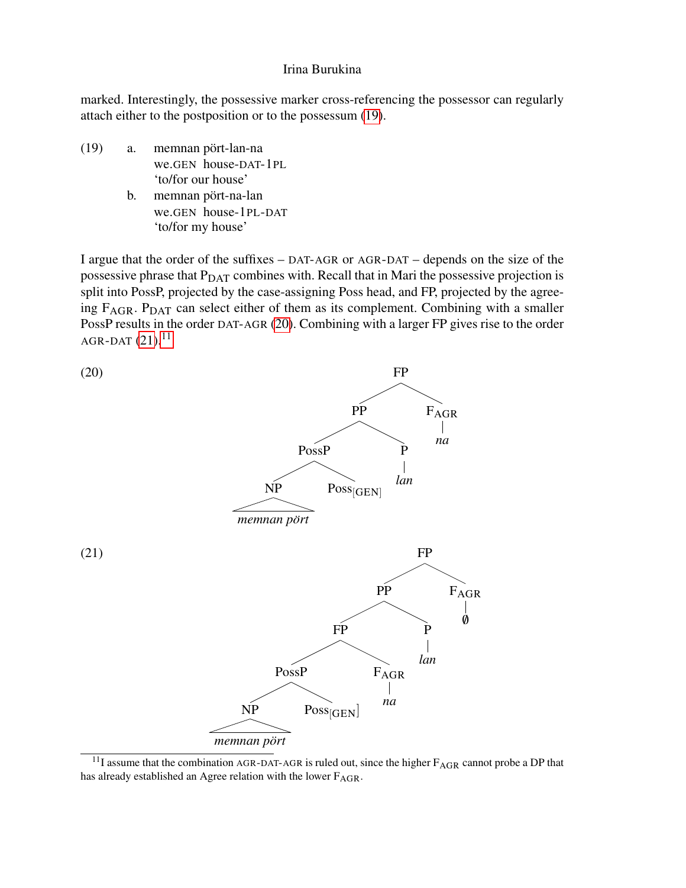marked. Interestingly, the possessive marker cross-referencing the possessor can regularly attach either to the postposition or to the possessum (19).

(19) a. memnan pört-lan-na  
we.GEN house-DAT-1PL  
'to/for our house'

b. memnan pört-na-lan  
we.GEN house-1PL-DAT  
'to/for my house'

I argue that the order of the suffixes – DAT-AGR or AGR-DAT – depends on the size of the possessive phrase that $P_{DAT}$ combines with. Recall that in Mari the possessive projection is split into PossP, projected by the case-assigning Poss head, and FP, projected by the agreeing $F_{AGR}$. $P_{DAT}$ can select either of them as its complement. Combining with a smaller PossP results in the order DAT-AGR (20). Combining with a larger FP gives rise to the order AGR-DAT (21).[11]

(20)

```
                FP
              /    \
            PP      F_AGR
           /  \       |
       PossP    P     na
       /   \    |
     NP  Poss[GEN] lan
     |
 memnan pört
```

(21)

```
                    FP
                  /    \
                PP      F_AGR
               /  \       |
             FP     P     ∅
            /  \    |
        PossP  F_AGR lan
        /   \    |
      NP  Poss[GEN] na
      |
  memnan pört
```

[11] I assume that the combination AGR-DAT-AGR is ruled out, since the higher $F_{AGR}$ cannot probe a DP that has already established an Agree relation with the lower $F_{AGR}$.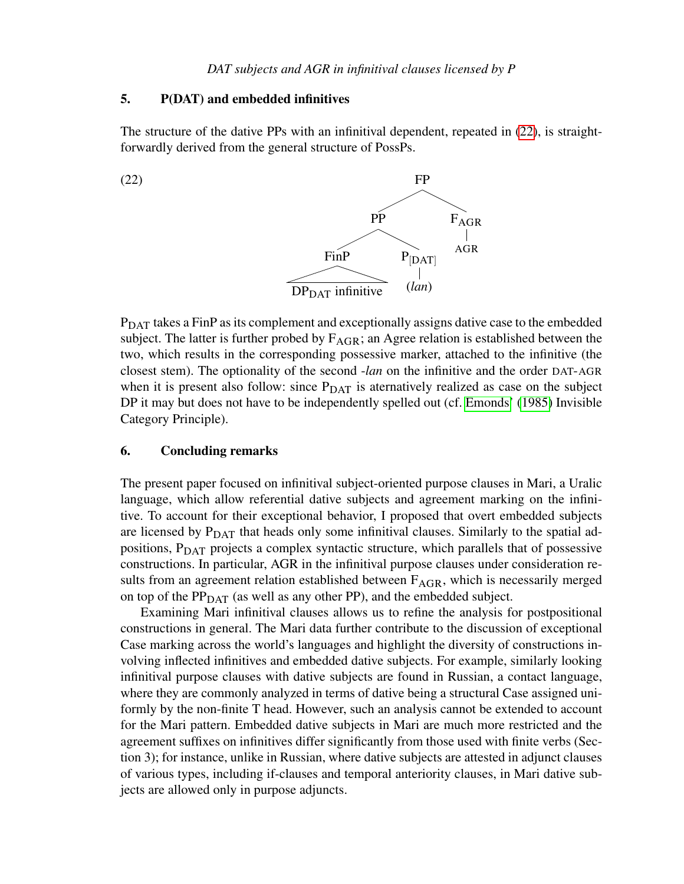## 5. P(DAT) and embedded infinitives

The structure of the dative PPs with an infinitival dependent, repeated in (22), is straightforwardly derived from the general structure of PossPs.

(22)

```
                FP
              /    \
            PP      F_AGR
          /    \      |
       FinP    P_[DAT]  AGR
      /    \      |
DP_DAT infinitive (lan)
```

$P_{DAT}$ takes a FinP as its complement and exceptionally assigns dative case to the embedded subject. The latter is further probed by $F_{AGR}$; an Agree relation is established between the two, which results in the corresponding possessive marker, attached to the infinitive (the closest stem). The optionality of the second *-lan* on the infinitive and the order DAT-AGR when it is present also follow: since $P_{DAT}$ is aternatively realized as case on the subject DP it may but does not have to be independently spelled out (cf. Emonds' (1985) Invisible Category Principle).

## 6. Concluding remarks

The present paper focused on infinitival subject-oriented purpose clauses in Mari, a Uralic language, which allow referential dative subjects and agreement marking on the infinitive. To account for their exceptional behavior, I proposed that overt embedded subjects are licensed by $P_{DAT}$ that heads only some infinitival clauses. Similarly to the spatial adpositions, $P_{DAT}$ projects a complex syntactic structure, which parallels that of possessive constructions. In particular, AGR in the infinitival purpose clauses under consideration results from an agreement relation established between $F_{AGR}$, which is necessarily merged on top of the $PP_{DAT}$ (as well as any other PP), and the embedded subject.

Examining Mari infinitival clauses allows us to refine the analysis for postpositional constructions in general. The Mari data further contribute to the discussion of exceptional Case marking across the world's languages and highlight the diversity of constructions involving inflected infinitives and embedded dative subjects. For example, similarly looking infinitival purpose clauses with dative subjects are found in Russian, a contact language, where they are commonly analyzed in terms of dative being a structural Case assigned uniformly by the non-finite T head. However, such an analysis cannot be extended to account for the Mari pattern. Embedded dative subjects in Mari are much more restricted and the agreement suffixes on infinitives differ significantly from those used with finite verbs (Section 3); for instance, unlike in Russian, where dative subjects are attested in adjunct clauses of various types, including if-clauses and temporal anteriority clauses, in Mari dative subjects are allowed only in purpose adjuncts.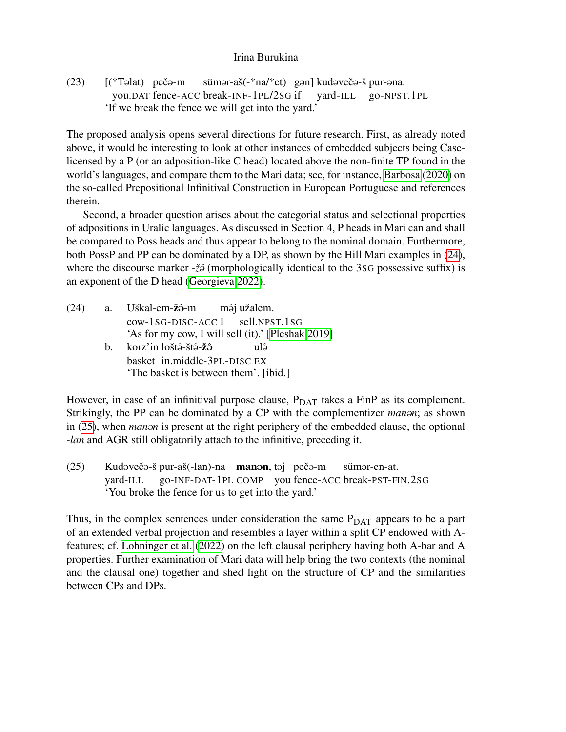(23) [(*Təlat) pečə-m sümər-aš(-*na/*et) gən] kudəvečə-š pur-əna.
you.DAT fence-ACC break-INF-1PL/2SG if yard-ILL go-NPST.1PL
'If we break the fence we will get into the yard.'

The proposed analysis opens several directions for future research. First, as already noted above, it would be interesting to look at other instances of embedded subjects being Case-licensed by a P (or an adposition-like C head) located above the non-finite TP found in the world's languages, and compare them to the Mari data; see, for instance, Barbosa (2020) on the so-called Prepositional Infinitival Construction in European Portuguese and references therein.

Second, a broader question arises about the categorial status and selectional properties of adpositions in Uralic languages. As discussed in Section 4, P heads in Mari can and shall be compared to Poss heads and thus appear to belong to the nominal domain. Furthermore, both PossP and PP can be dominated by a DP, as shown by the Hill Mari examples in (24), where the discourse marker *-žə̂* (morphologically identical to the 3SG possessive suffix) is an exponent of the D head (Georgieva 2022).

(24) a. Uškal-em-**žə̂**-m mə̂j užalem.
cow-1SG-DISC-ACC I sell.NPST.1SG
'As for my cow, I will sell (it).' [Pleshak 2019]

b. korz'in loštə̂-štə̂-**žə̂** ulə̂
basket in.middle-3PL-DISC EX
'The basket is between them'. [ibid.]

However, in case of an infinitival purpose clause, $P_{DAT}$ takes a FinP as its complement. Strikingly, the PP can be dominated by a CP with the complementizer *manən*; as shown in (25), when *manən* is present at the right periphery of the embedded clause, the optional *-lan* and AGR still obligatorily attach to the infinitive, preceding it.

(25) Kudəvečə-š pur-aš(-lan)-na **manən**, təj pečə-m sümər-en-at.
yard-ILL go-INF-DAT-1PL COMP you fence-ACC break-PST-FIN.2SG
'You broke the fence for us to get into the yard.'

Thus, in the complex sentences under consideration the same $P_{DAT}$ appears to be a part of an extended verbal projection and resembles a layer within a split CP endowed with A-features; cf. Lohninger et al. (2022) on the left clausal periphery having both A-bar and A properties. Further examination of Mari data will help bring the two contexts (the nominal and the clausal one) together and shed light on the structure of CP and the similarities between CPs and DPs.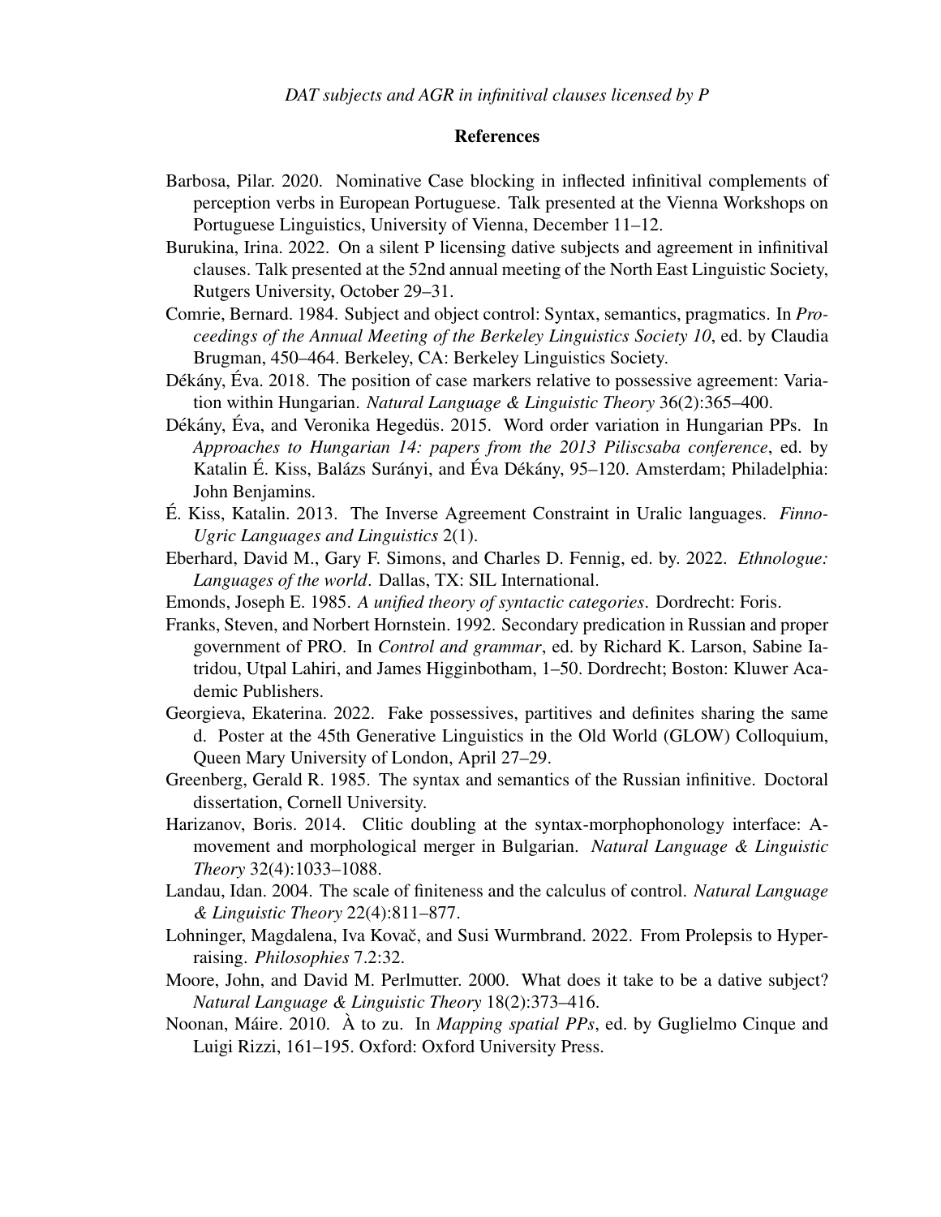## References

Barbosa, Pilar. 2020. Nominative Case blocking in inflected infinitival complements of perception verbs in European Portuguese. Talk presented at the Vienna Workshops on Portuguese Linguistics, University of Vienna, December 11–12.

Burukina, Irina. 2022. On a silent P licensing dative subjects and agreement in infinitival clauses. Talk presented at the 52nd annual meeting of the North East Linguistic Society, Rutgers University, October 29–31.

Comrie, Bernard. 1984. Subject and object control: Syntax, semantics, pragmatics. In *Proceedings of the Annual Meeting of the Berkeley Linguistics Society 10*, ed. by Claudia Brugman, 450–464. Berkeley, CA: Berkeley Linguistics Society.

Dékány, Éva. 2018. The position of case markers relative to possessive agreement: Variation within Hungarian. *Natural Language & Linguistic Theory* 36(2):365–400.

Dékány, Éva, and Veronika Hegedüs. 2015. Word order variation in Hungarian PPs. In *Approaches to Hungarian 14: papers from the 2013 Piliscsaba conference*, ed. by Katalin É. Kiss, Balázs Surányi, and Éva Dékány, 95–120. Amsterdam; Philadelphia: John Benjamins.

É. Kiss, Katalin. 2013. The Inverse Agreement Constraint in Uralic languages. *Finno-Ugric Languages and Linguistics* 2(1).

Eberhard, David M., Gary F. Simons, and Charles D. Fennig, ed. by. 2022. *Ethnologue: Languages of the world*. Dallas, TX: SIL International.

Emonds, Joseph E. 1985. *A unified theory of syntactic categories*. Dordrecht: Foris.

Franks, Steven, and Norbert Hornstein. 1992. Secondary predication in Russian and proper government of PRO. In *Control and grammar*, ed. by Richard K. Larson, Sabine Iatridou, Utpal Lahiri, and James Higginbotham, 1–50. Dordrecht; Boston: Kluwer Academic Publishers.

Georgieva, Ekaterina. 2022. Fake possessives, partitives and definites sharing the same d. Poster at the 45th Generative Linguistics in the Old World (GLOW) Colloquium, Queen Mary University of London, April 27–29.

Greenberg, Gerald R. 1985. The syntax and semantics of the Russian infinitive. Doctoral dissertation, Cornell University.

Harizanov, Boris. 2014. Clitic doubling at the syntax-morphophonology interface: A-movement and morphological merger in Bulgarian. *Natural Language & Linguistic Theory* 32(4):1033–1088.

Landau, Idan. 2004. The scale of finiteness and the calculus of control. *Natural Language & Linguistic Theory* 22(4):811–877.

Lohninger, Magdalena, Iva Kovač, and Susi Wurmbrand. 2022. From Prolepsis to Hyperraising. *Philosophies* 7.2:32.

Moore, John, and David M. Perlmutter. 2000. What does it take to be a dative subject? *Natural Language & Linguistic Theory* 18(2):373–416.

Noonan, Máire. 2010. À to zu. In *Mapping spatial PPs*, ed. by Guglielmo Cinque and Luigi Rizzi, 161–195. Oxford: Oxford University Press.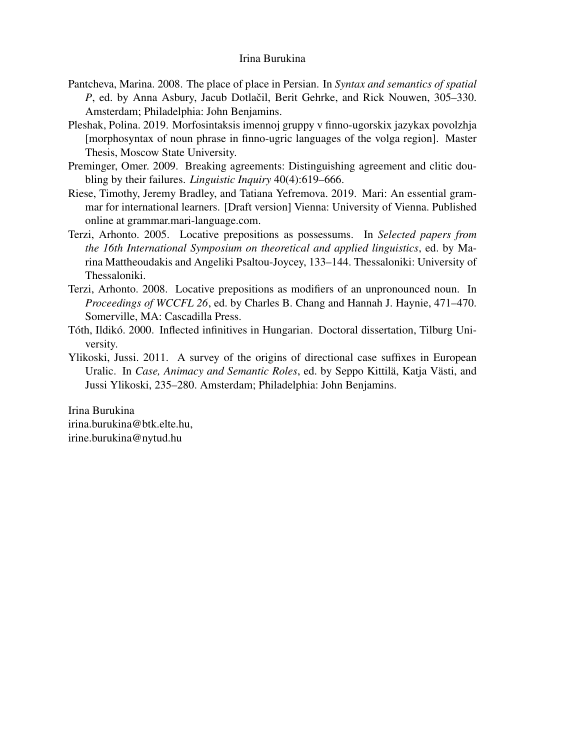Pantcheva, Marina. 2008. The place of place in Persian. In *Syntax and semantics of spatial P*, ed. by Anna Asbury, Jacub Dotlačil, Berit Gehrke, and Rick Nouwen, 305–330. Amsterdam; Philadelphia: John Benjamins.

Pleshak, Polina. 2019. Morfosintaksis imennoj gruppy v finno-ugorskix jazykax povolzhja [morphosyntax of noun phrase in finno-ugric languages of the volga region]. Master Thesis, Moscow State University.

Preminger, Omer. 2009. Breaking agreements: Distinguishing agreement and clitic doubling by their failures. *Linguistic Inquiry* 40(4):619–666.

Riese, Timothy, Jeremy Bradley, and Tatiana Yefremova. 2019. Mari: An essential grammar for international learners. [Draft version] Vienna: University of Vienna. Published online at grammar.mari-language.com.

Terzi, Arhonto. 2005. Locative prepositions as possessums. In *Selected papers from the 16th International Symposium on theoretical and applied linguistics*, ed. by Marina Mattheoudakis and Angeliki Psaltou-Joycey, 133–144. Thessaloniki: University of Thessaloniki.

Terzi, Arhonto. 2008. Locative prepositions as modifiers of an unpronounced noun. In *Proceedings of WCCFL 26*, ed. by Charles B. Chang and Hannah J. Haynie, 471–470. Somerville, MA: Cascadilla Press.

Tóth, Ildikó. 2000. Inflected infinitives in Hungarian. Doctoral dissertation, Tilburg University.

Ylikoski, Jussi. 2011. A survey of the origins of directional case suffixes in European Uralic. In *Case, Animacy and Semantic Roles*, ed. by Seppo Kittilä, Katja Västi, and Jussi Ylikoski, 235–280. Amsterdam; Philadelphia: John Benjamins.

Irina Burukina
irina.burukina@btk.elte.hu,
irine.burukina@nytud.hu